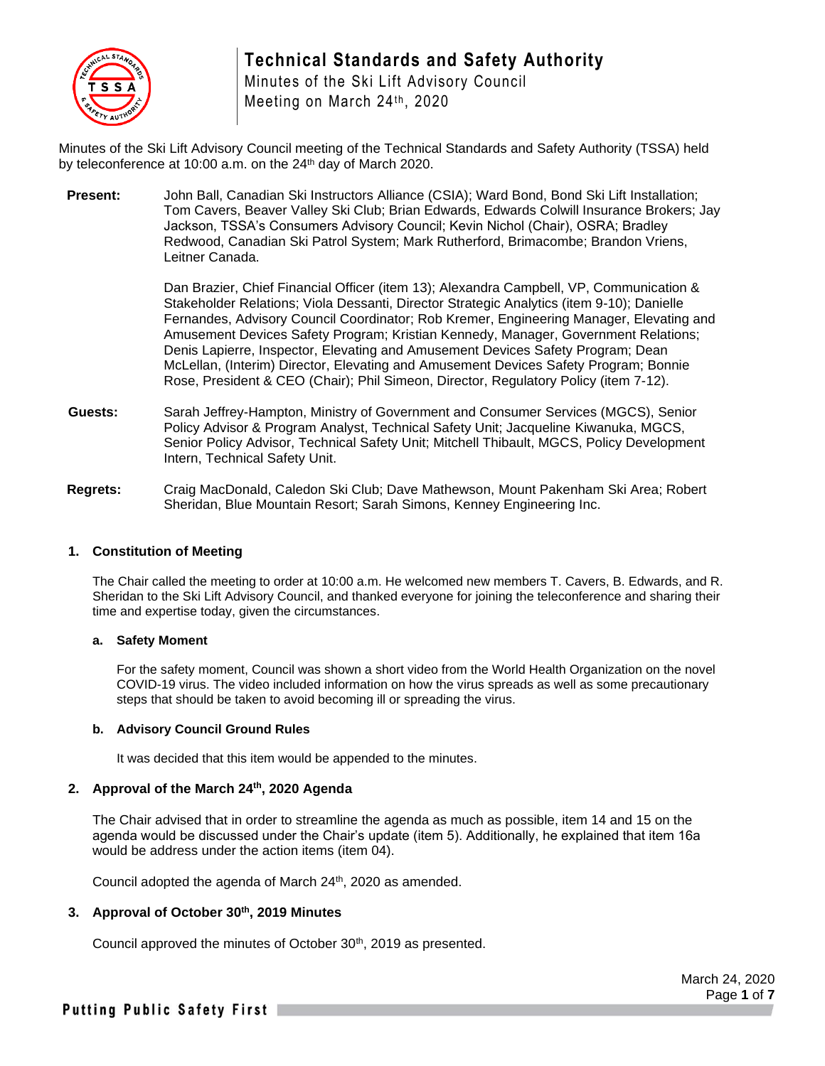# Technical Standards and Safety Authority

Minutes of the Ski Lift Advisory Council
Meeting on March 24th, 2020

Minutes of the Ski Lift Advisory Council meeting of the Technical Standards and Safety Authority (TSSA) held by teleconference at 10:00 a.m. on the 24th day of March 2020.

**Present:** John Ball, Canadian Ski Instructors Alliance (CSIA); Ward Bond, Bond Ski Lift Installation; Tom Cavers, Beaver Valley Ski Club; Brian Edwards, Edwards Colwill Insurance Brokers; Jay Jackson, TSSA's Consumers Advisory Council; Kevin Nichol (Chair), OSRA; Bradley Redwood, Canadian Ski Patrol System; Mark Rutherford, Brimacombe; Brandon Vriens, Leitner Canada.

Dan Brazier, Chief Financial Officer (item 13); Alexandra Campbell, VP, Communication & Stakeholder Relations; Viola Dessanti, Director Strategic Analytics (item 9-10); Danielle Fernandes, Advisory Council Coordinator; Rob Kremer, Engineering Manager, Elevating and Amusement Devices Safety Program; Kristian Kennedy, Manager, Government Relations; Denis Lapierre, Inspector, Elevating and Amusement Devices Safety Program; Dean McLellan, (Interim) Director, Elevating and Amusement Devices Safety Program; Bonnie Rose, President & CEO (Chair); Phil Simeon, Director, Regulatory Policy (item 7-12).

**Guests:** Sarah Jeffrey-Hampton, Ministry of Government and Consumer Services (MGCS), Senior Policy Advisor & Program Analyst, Technical Safety Unit; Jacqueline Kiwanuka, MGCS, Senior Policy Advisor, Technical Safety Unit; Mitchell Thibault, MGCS, Policy Development Intern, Technical Safety Unit.

**Regrets:** Craig MacDonald, Caledon Ski Club; Dave Mathewson, Mount Pakenham Ski Area; Robert Sheridan, Blue Mountain Resort; Sarah Simons, Kenney Engineering Inc.

### 1. Constitution of Meeting

The Chair called the meeting to order at 10:00 a.m. He welcomed new members T. Cavers, B. Edwards, and R. Sheridan to the Ski Lift Advisory Council, and thanked everyone for joining the teleconference and sharing their time and expertise today, given the circumstances.

#### a. Safety Moment

For the safety moment, Council was shown a short video from the World Health Organization on the novel COVID-19 virus. The video included information on how the virus spreads as well as some precautionary steps that should be taken to avoid becoming ill or spreading the virus.

#### b. Advisory Council Ground Rules

It was decided that this item would be appended to the minutes.

### 2. Approval of the March 24th, 2020 Agenda

The Chair advised that in order to streamline the agenda as much as possible, item 14 and 15 on the agenda would be discussed under the Chair's update (item 5). Additionally, he explained that item 16a would be address under the action items (item 04).

Council adopted the agenda of March 24th, 2020 as amended.

### 3. Approval of October 30th, 2019 Minutes

Council approved the minutes of October 30th, 2019 as presented.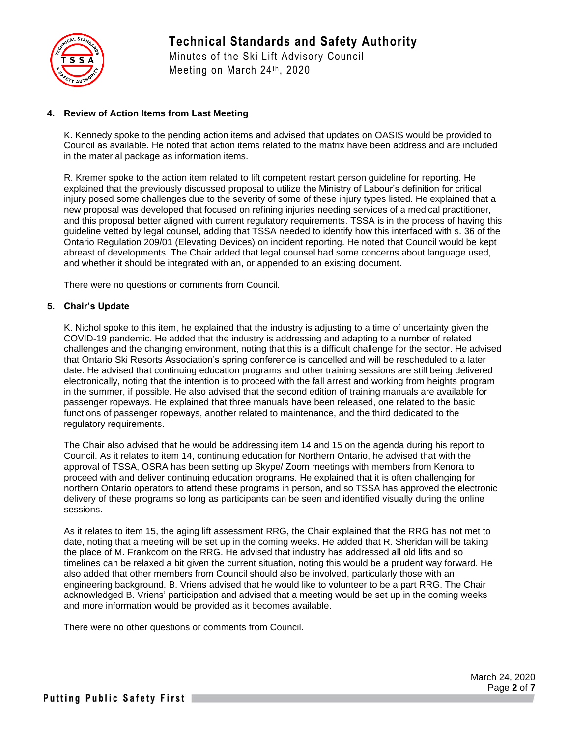**4. Review of Action Items from Last Meeting**

K. Kennedy spoke to the pending action items and advised that updates on OASIS would be provided to Council as available. He noted that action items related to the matrix have been address and are included in the material package as information items.

R. Kremer spoke to the action item related to lift competent restart person guideline for reporting. He explained that the previously discussed proposal to utilize the Ministry of Labour's definition for critical injury posed some challenges due to the severity of some of these injury types listed. He explained that a new proposal was developed that focused on refining injuries needing services of a medical practitioner, and this proposal better aligned with current regulatory requirements. TSSA is in the process of having this guideline vetted by legal counsel, adding that TSSA needed to identify how this interfaced with s. 36 of the Ontario Regulation 209/01 (Elevating Devices) on incident reporting. He noted that Council would be kept abreast of developments. The Chair added that legal counsel had some concerns about language used, and whether it should be integrated with an, or appended to an existing document.

There were no questions or comments from Council.

**5. Chair's Update**

K. Nichol spoke to this item, he explained that the industry is adjusting to a time of uncertainty given the COVID-19 pandemic. He added that the industry is addressing and adapting to a number of related challenges and the changing environment, noting that this is a difficult challenge for the sector. He advised that Ontario Ski Resorts Association's spring conference is cancelled and will be rescheduled to a later date. He advised that continuing education programs and other training sessions are still being delivered electronically, noting that the intention is to proceed with the fall arrest and working from heights program in the summer, if possible. He also advised that the second edition of training manuals are available for passenger ropeways. He explained that three manuals have been released, one related to the basic functions of passenger ropeways, another related to maintenance, and the third dedicated to the regulatory requirements.

The Chair also advised that he would be addressing item 14 and 15 on the agenda during his report to Council. As it relates to item 14, continuing education for Northern Ontario, he advised that with the approval of TSSA, OSRA has been setting up Skype/ Zoom meetings with members from Kenora to proceed with and deliver continuing education programs. He explained that it is often challenging for northern Ontario operators to attend these programs in person, and so TSSA has approved the electronic delivery of these programs so long as participants can be seen and identified visually during the online sessions.

As it relates to item 15, the aging lift assessment RRG, the Chair explained that the RRG has not met to date, noting that a meeting will be set up in the coming weeks. He added that R. Sheridan will be taking the place of M. Frankcom on the RRG. He advised that industry has addressed all old lifts and so timelines can be relaxed a bit given the current situation, noting this would be a prudent way forward. He also added that other members from Council should also be involved, particularly those with an engineering background. B. Vriens advised that he would like to volunteer to be a part RRG. The Chair acknowledged B. Vriens' participation and advised that a meeting would be set up in the coming weeks and more information would be provided as it becomes available.

There were no other questions or comments from Council.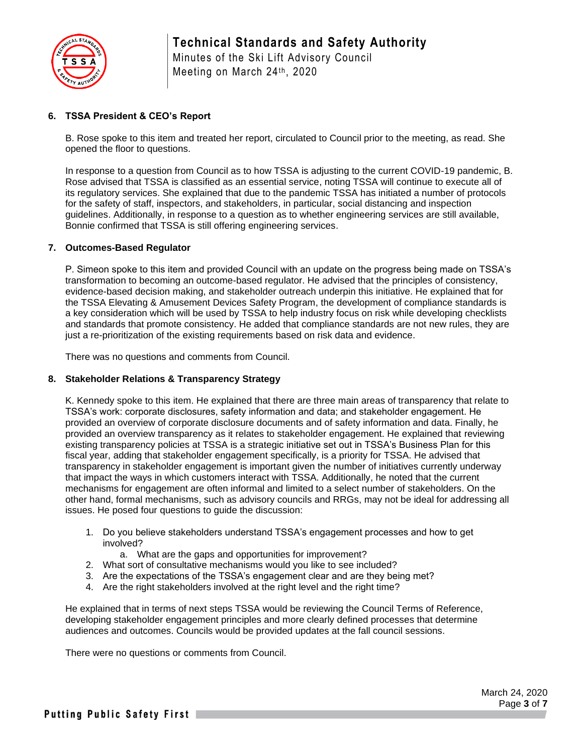### 6. TSSA President & CEO's Report

B. Rose spoke to this item and treated her report, circulated to Council prior to the meeting, as read. She opened the floor to questions.

In response to a question from Council as to how TSSA is adjusting to the current COVID-19 pandemic, B. Rose advised that TSSA is classified as an essential service, noting TSSA will continue to execute all of its regulatory services. She explained that due to the pandemic TSSA has initiated a number of protocols for the safety of staff, inspectors, and stakeholders, in particular, social distancing and inspection guidelines. Additionally, in response to a question as to whether engineering services are still available, Bonnie confirmed that TSSA is still offering engineering services.

### 7. Outcomes-Based Regulator

P. Simeon spoke to this item and provided Council with an update on the progress being made on TSSA's transformation to becoming an outcome-based regulator. He advised that the principles of consistency, evidence-based decision making, and stakeholder outreach underpin this initiative. He explained that for the TSSA Elevating & Amusement Devices Safety Program, the development of compliance standards is a key consideration which will be used by TSSA to help industry focus on risk while developing checklists and standards that promote consistency. He added that compliance standards are not new rules, they are just a re-prioritization of the existing requirements based on risk data and evidence.

There was no questions and comments from Council.

### 8. Stakeholder Relations & Transparency Strategy

K. Kennedy spoke to this item. He explained that there are three main areas of transparency that relate to TSSA's work: corporate disclosures, safety information and data; and stakeholder engagement. He provided an overview of corporate disclosure documents and of safety information and data. Finally, he provided an overview transparency as it relates to stakeholder engagement. He explained that reviewing existing transparency policies at TSSA is a strategic initiative set out in TSSA's Business Plan for this fiscal year, adding that stakeholder engagement specifically, is a priority for TSSA. He advised that transparency in stakeholder engagement is important given the number of initiatives currently underway that impact the ways in which customers interact with TSSA. Additionally, he noted that the current mechanisms for engagement are often informal and limited to a select number of stakeholders. On the other hand, formal mechanisms, such as advisory councils and RRGs, may not be ideal for addressing all issues. He posed four questions to guide the discussion:

1. Do you believe stakeholders understand TSSA's engagement processes and how to get involved?
    a. What are the gaps and opportunities for improvement?
2. What sort of consultative mechanisms would you like to see included?
3. Are the expectations of the TSSA's engagement clear and are they being met?
4. Are the right stakeholders involved at the right level and the right time?

He explained that in terms of next steps TSSA would be reviewing the Council Terms of Reference, developing stakeholder engagement principles and more clearly defined processes that determine audiences and outcomes. Councils would be provided updates at the fall council sessions.

There were no questions or comments from Council.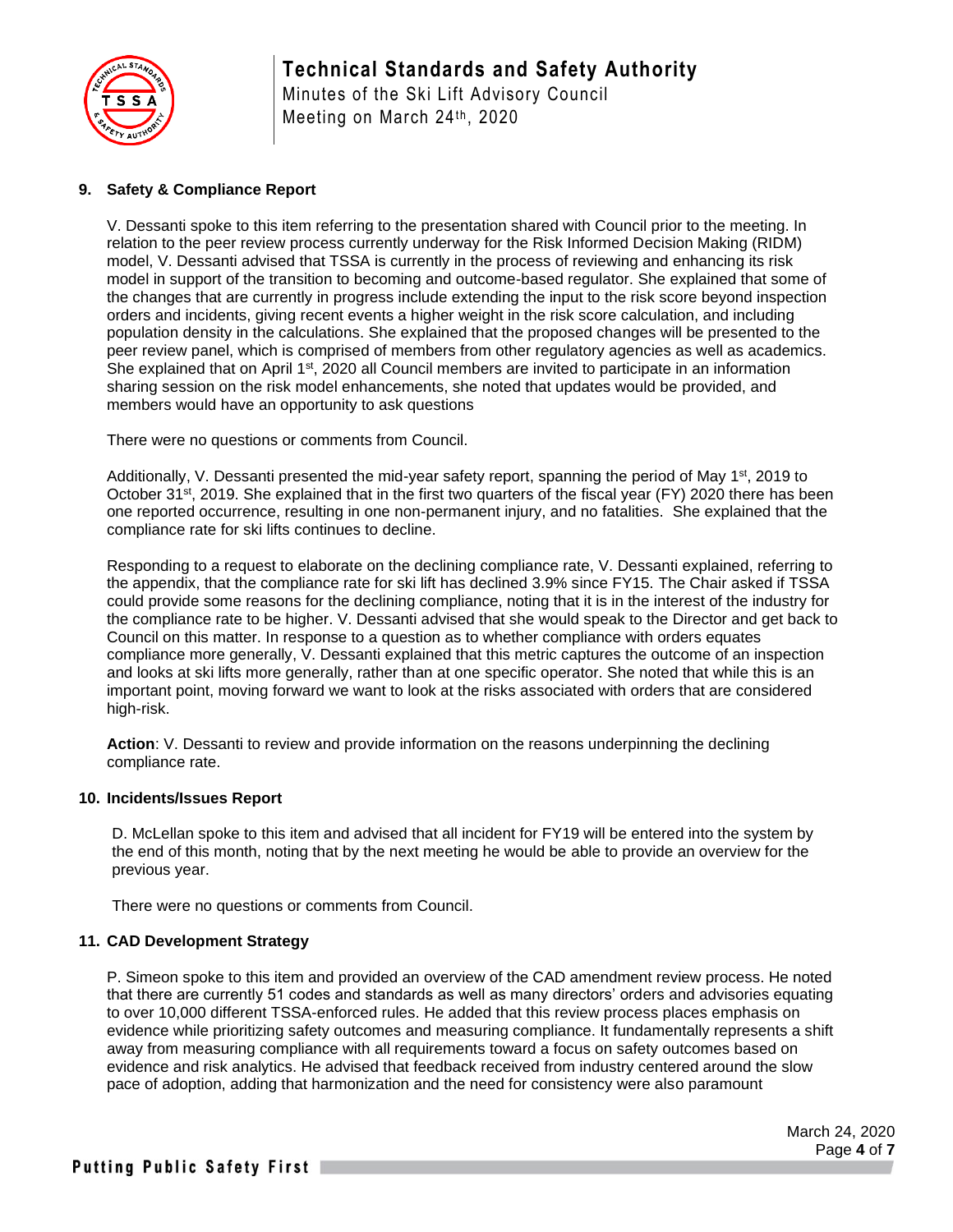## 9. Safety & Compliance Report

V. Dessanti spoke to this item referring to the presentation shared with Council prior to the meeting. In relation to the peer review process currently underway for the Risk Informed Decision Making (RIDM) model, V. Dessanti advised that TSSA is currently in the process of reviewing and enhancing its risk model in support of the transition to becoming and outcome-based regulator. She explained that some of the changes that are currently in progress include extending the input to the risk score beyond inspection orders and incidents, giving recent events a higher weight in the risk score calculation, and including population density in the calculations. She explained that the proposed changes will be presented to the peer review panel, which is comprised of members from other regulatory agencies as well as academics. She explained that on April 1st, 2020 all Council members are invited to participate in an information sharing session on the risk model enhancements, she noted that updates would be provided, and members would have an opportunity to ask questions

There were no questions or comments from Council.

Additionally, V. Dessanti presented the mid-year safety report, spanning the period of May 1st, 2019 to October 31st, 2019. She explained that in the first two quarters of the fiscal year (FY) 2020 there has been one reported occurrence, resulting in one non-permanent injury, and no fatalities. She explained that the compliance rate for ski lifts continues to decline.

Responding to a request to elaborate on the declining compliance rate, V. Dessanti explained, referring to the appendix, that the compliance rate for ski lift has declined 3.9% since FY15. The Chair asked if TSSA could provide some reasons for the declining compliance, noting that it is in the interest of the industry for the compliance rate to be higher. V. Dessanti advised that she would speak to the Director and get back to Council on this matter. In response to a question as to whether compliance with orders equates compliance more generally, V. Dessanti explained that this metric captures the outcome of an inspection and looks at ski lifts more generally, rather than at one specific operator. She noted that while this is an important point, moving forward we want to look at the risks associated with orders that are considered high-risk.

**Action**: V. Dessanti to review and provide information on the reasons underpinning the declining compliance rate.

## 10. Incidents/Issues Report

D. McLellan spoke to this item and advised that all incident for FY19 will be entered into the system by the end of this month, noting that by the next meeting he would be able to provide an overview for the previous year.

There were no questions or comments from Council.

## 11. CAD Development Strategy

P. Simeon spoke to this item and provided an overview of the CAD amendment review process. He noted that there are currently 51 codes and standards as well as many directors' orders and advisories equating to over 10,000 different TSSA-enforced rules. He added that this review process places emphasis on evidence while prioritizing safety outcomes and measuring compliance. It fundamentally represents a shift away from measuring compliance with all requirements toward a focus on safety outcomes based on evidence and risk analytics. He advised that feedback received from industry centered around the slow pace of adoption, adding that harmonization and the need for consistency were also paramount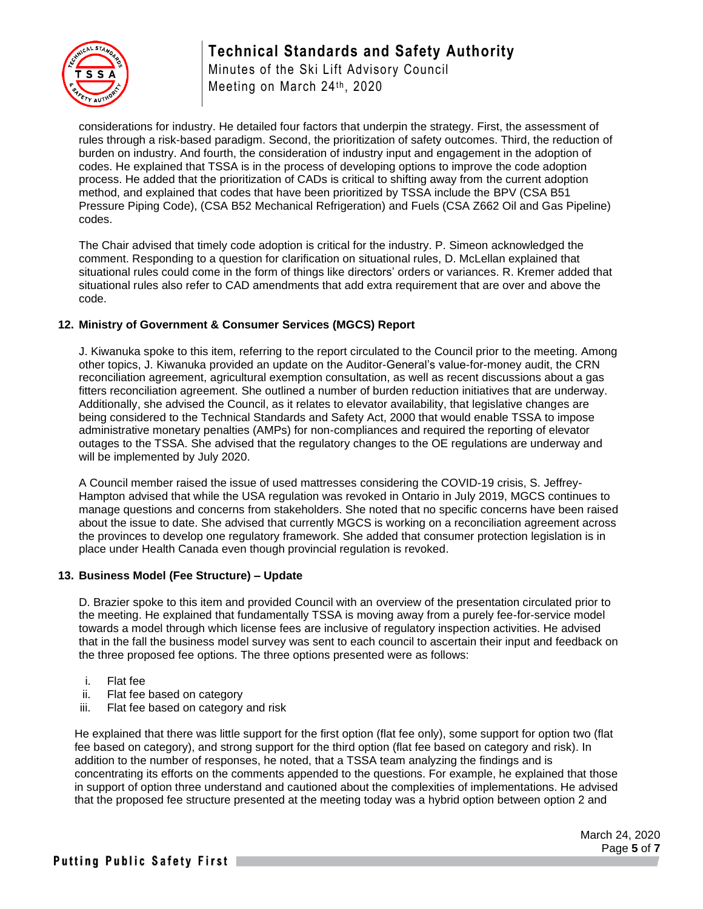considerations for industry. He detailed four factors that underpin the strategy. First, the assessment of rules through a risk-based paradigm. Second, the prioritization of safety outcomes. Third, the reduction of burden on industry. And fourth, the consideration of industry input and engagement in the adoption of codes. He explained that TSSA is in the process of developing options to improve the code adoption process. He added that the prioritization of CADs is critical to shifting away from the current adoption method, and explained that codes that have been prioritized by TSSA include the BPV (CSA B51 Pressure Piping Code), (CSA B52 Mechanical Refrigeration) and Fuels (CSA Z662 Oil and Gas Pipeline) codes.

The Chair advised that timely code adoption is critical for the industry. P. Simeon acknowledged the comment. Responding to a question for clarification on situational rules, D. McLellan explained that situational rules could come in the form of things like directors' orders or variances. R. Kremer added that situational rules also refer to CAD amendments that add extra requirement that are over and above the code.

**12. Ministry of Government & Consumer Services (MGCS) Report**

J. Kiwanuka spoke to this item, referring to the report circulated to the Council prior to the meeting. Among other topics, J. Kiwanuka provided an update on the Auditor-General's value-for-money audit, the CRN reconciliation agreement, agricultural exemption consultation, as well as recent discussions about a gas fitters reconciliation agreement. She outlined a number of burden reduction initiatives that are underway. Additionally, she advised the Council, as it relates to elevator availability, that legislative changes are being considered to the Technical Standards and Safety Act, 2000 that would enable TSSA to impose administrative monetary penalties (AMPs) for non-compliances and required the reporting of elevator outages to the TSSA. She advised that the regulatory changes to the OE regulations are underway and will be implemented by July 2020.

A Council member raised the issue of used mattresses considering the COVID-19 crisis, S. Jeffrey-Hampton advised that while the USA regulation was revoked in Ontario in July 2019, MGCS continues to manage questions and concerns from stakeholders. She noted that no specific concerns have been raised about the issue to date. She advised that currently MGCS is working on a reconciliation agreement across the provinces to develop one regulatory framework. She added that consumer protection legislation is in place under Health Canada even though provincial regulation is revoked.

**13. Business Model (Fee Structure) – Update**

D. Brazier spoke to this item and provided Council with an overview of the presentation circulated prior to the meeting. He explained that fundamentally TSSA is moving away from a purely fee-for-service model towards a model through which license fees are inclusive of regulatory inspection activities. He advised that in the fall the business model survey was sent to each council to ascertain their input and feedback on the three proposed fee options. The three options presented were as follows:

i. Flat fee
ii. Flat fee based on category
iii. Flat fee based on category and risk

He explained that there was little support for the first option (flat fee only), some support for option two (flat fee based on category), and strong support for the third option (flat fee based on category and risk). In addition to the number of responses, he noted, that a TSSA team analyzing the findings and is concentrating its efforts on the comments appended to the questions. For example, he explained that those in support of option three understand and cautioned about the complexities of implementations. He advised that the proposed fee structure presented at the meeting today was a hybrid option between option 2 and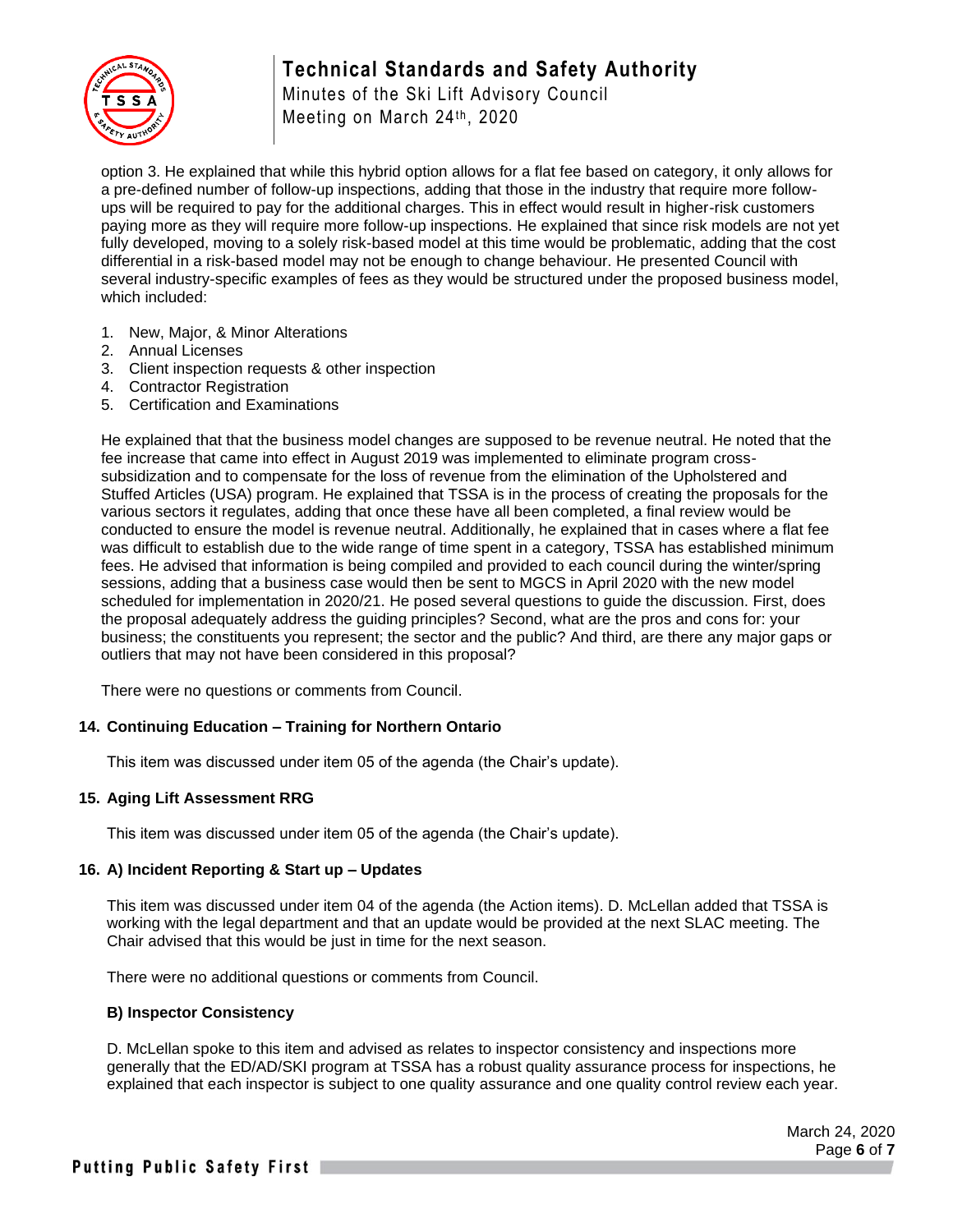option 3. He explained that while this hybrid option allows for a flat fee based on category, it only allows for a pre-defined number of follow-up inspections, adding that those in the industry that require more follow-ups will be required to pay for the additional charges. This in effect would result in higher-risk customers paying more as they will require more follow-up inspections. He explained that since risk models are not yet fully developed, moving to a solely risk-based model at this time would be problematic, adding that the cost differential in a risk-based model may not be enough to change behaviour. He presented Council with several industry-specific examples of fees as they would be structured under the proposed business model, which included:

1. New, Major, & Minor Alterations
2. Annual Licenses
3. Client inspection requests & other inspection
4. Contractor Registration
5. Certification and Examinations

He explained that that the business model changes are supposed to be revenue neutral. He noted that the fee increase that came into effect in August 2019 was implemented to eliminate program cross-subsidization and to compensate for the loss of revenue from the elimination of the Upholstered and Stuffed Articles (USA) program. He explained that TSSA is in the process of creating the proposals for the various sectors it regulates, adding that once these have all been completed, a final review would be conducted to ensure the model is revenue neutral. Additionally, he explained that in cases where a flat fee was difficult to establish due to the wide range of time spent in a category, TSSA has established minimum fees. He advised that information is being compiled and provided to each council during the winter/spring sessions, adding that a business case would then be sent to MGCS in April 2020 with the new model scheduled for implementation in 2020/21. He posed several questions to guide the discussion. First, does the proposal adequately address the guiding principles? Second, what are the pros and cons for: your business; the constituents you represent; the sector and the public? And third, are there any major gaps or outliers that may not have been considered in this proposal?

There were no questions or comments from Council.

### 14. Continuing Education – Training for Northern Ontario

This item was discussed under item 05 of the agenda (the Chair's update).

### 15. Aging Lift Assessment RRG

This item was discussed under item 05 of the agenda (the Chair's update).

### 16. A) Incident Reporting & Start up – Updates

This item was discussed under item 04 of the agenda (the Action items). D. McLellan added that TSSA is working with the legal department and that an update would be provided at the next SLAC meeting. The Chair advised that this would be just in time for the next season.

There were no additional questions or comments from Council.

#### B) Inspector Consistency

D. McLellan spoke to this item and advised as relates to inspector consistency and inspections more generally that the ED/AD/SKI program at TSSA has a robust quality assurance process for inspections, he explained that each inspector is subject to one quality assurance and one quality control review each year.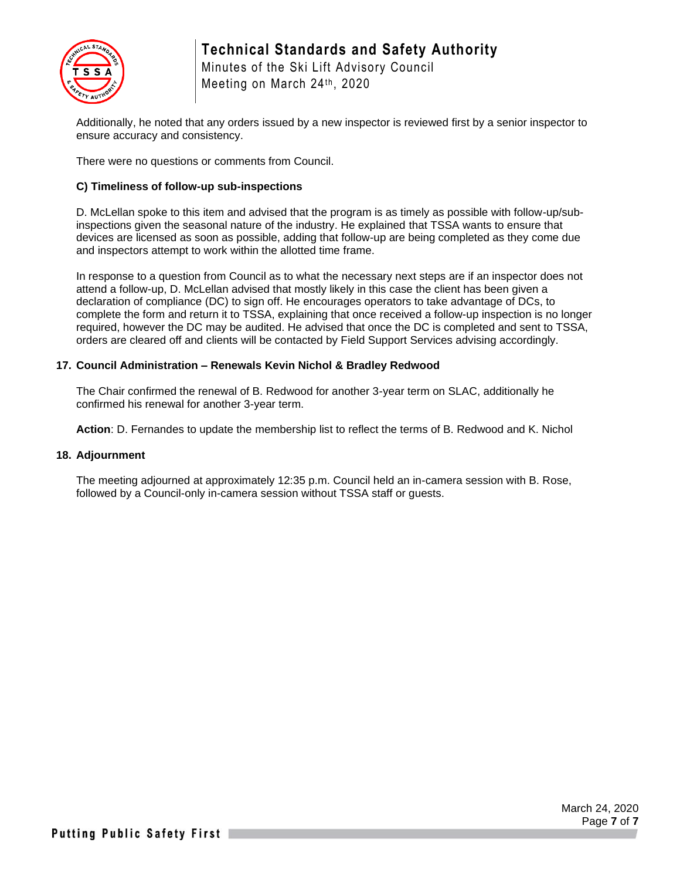Additionally, he noted that any orders issued by a new inspector is reviewed first by a senior inspector to ensure accuracy and consistency.

There were no questions or comments from Council.

**C) Timeliness of follow-up sub-inspections**

D. McLellan spoke to this item and advised that the program is as timely as possible with follow-up/sub-inspections given the seasonal nature of the industry. He explained that TSSA wants to ensure that devices are licensed as soon as possible, adding that follow-up are being completed as they come due and inspectors attempt to work within the allotted time frame.

In response to a question from Council as to what the necessary next steps are if an inspector does not attend a follow-up, D. McLellan advised that mostly likely in this case the client has been given a declaration of compliance (DC) to sign off. He encourages operators to take advantage of DCs, to complete the form and return it to TSSA, explaining that once received a follow-up inspection is no longer required, however the DC may be audited. He advised that once the DC is completed and sent to TSSA, orders are cleared off and clients will be contacted by Field Support Services advising accordingly.

**17. Council Administration – Renewals Kevin Nichol & Bradley Redwood**

The Chair confirmed the renewal of B. Redwood for another 3-year term on SLAC, additionally he confirmed his renewal for another 3-year term.

**Action**: D. Fernandes to update the membership list to reflect the terms of B. Redwood and K. Nichol

**18. Adjournment**

The meeting adjourned at approximately 12:35 p.m. Council held an in-camera session with B. Rose, followed by a Council-only in-camera session without TSSA staff or guests.